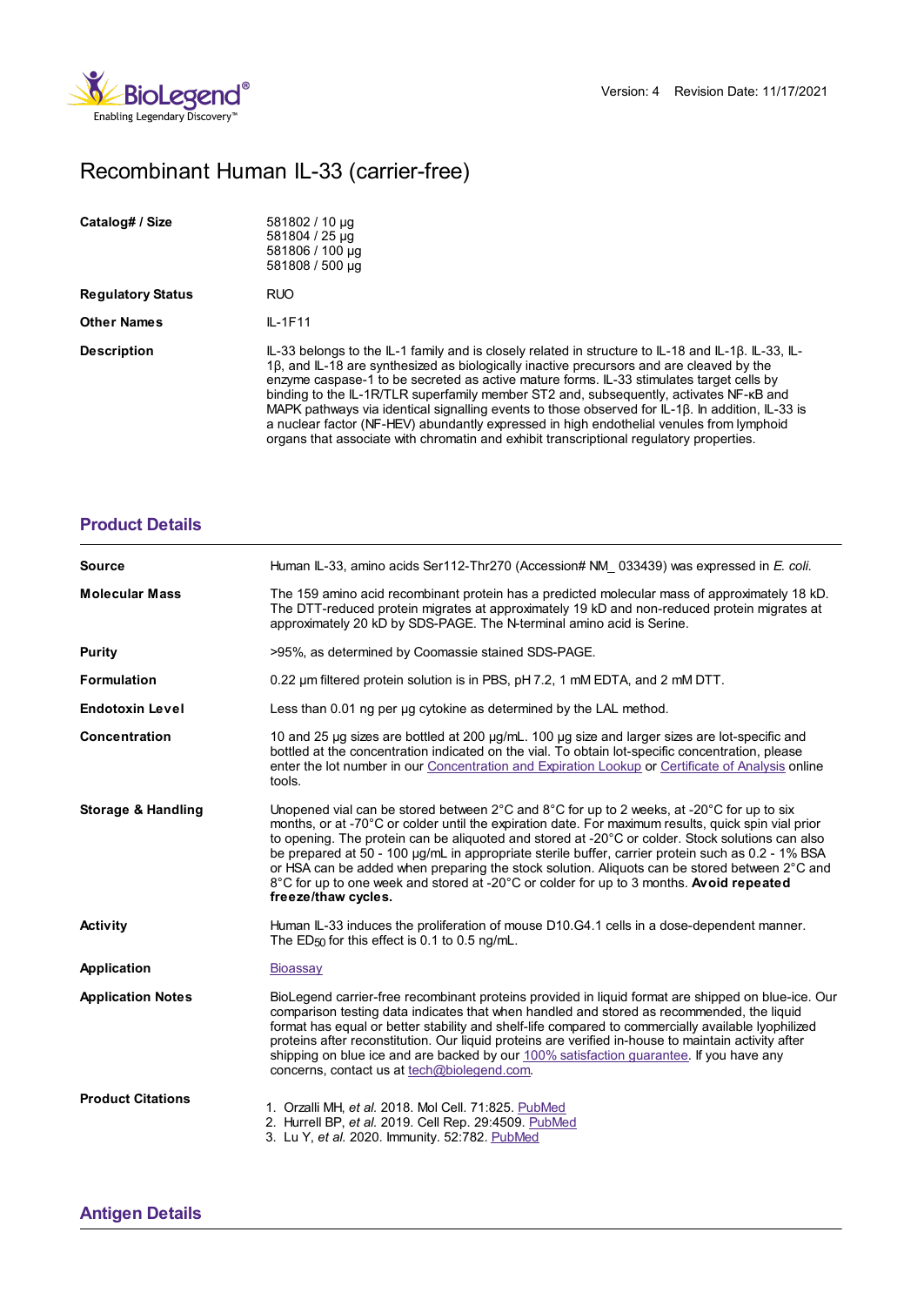Version: 4 Revision Date: 11/17/2021

# Recombinant Human IL-33 (carrier-free)

| | |
|---|---|
| **Catalog# / Size** | 581802 / 10 µg<br>581804 / 25 µg<br>581806 / 100 µg<br>581808 / 500 µg |
| **Regulatory Status** | RUO |
| **Other Names** | IL-1F11 |
| **Description** | IL-33 belongs to the IL-1 family and is closely related in structure to IL-18 and IL-1β. IL-33, IL-1β, and IL-18 are synthesized as biologically inactive precursors and are cleaved by the enzyme caspase-1 to be secreted as active mature forms. IL-33 stimulates target cells by binding to the IL-1R/TLR superfamily member ST2 and, subsequently, activates NF-κB and MAPK pathways via identical signalling events to those observed for IL-1β. In addition, IL-33 is a nuclear factor (NF-HEV) abundantly expressed in high endothelial venules from lymphoid organs that associate with chromatin and exhibit transcriptional regulatory properties. |

## Product Details

| | |
|---|---|
| **Source** | Human IL-33, amino acids Ser112-Thr270 (Accession# NM_ 033439) was expressed in *E. coli*. |
| **Molecular Mass** | The 159 amino acid recombinant protein has a predicted molecular mass of approximately 18 kD. The DTT-reduced protein migrates at approximately 19 kD and non-reduced protein migrates at approximately 20 kD by SDS-PAGE. The N-terminal amino acid is Serine. |
| **Purity** | >95%, as determined by Coomassie stained SDS-PAGE. |
| **Formulation** | 0.22 µm filtered protein solution is in PBS, pH 7.2, 1 mM EDTA, and 2 mM DTT. |
| **Endotoxin Level** | Less than 0.01 ng per µg cytokine as determined by the LAL method. |
| **Concentration** | 10 and 25 µg sizes are bottled at 200 µg/mL. 100 µg size and larger sizes are lot-specific and bottled at the concentration indicated on the vial. To obtain lot-specific concentration, please enter the lot number in our Concentration and Expiration Lookup or Certificate of Analysis online tools. |
| **Storage & Handling** | Unopened vial can be stored between 2°C and 8°C for up to 2 weeks, at -20°C for up to six months, or at -70°C or colder until the expiration date. For maximum results, quick spin vial prior to opening. The protein can be aliquoted and stored at -20°C or colder. Stock solutions can also be prepared at 50 - 100 µg/mL in appropriate sterile buffer, carrier protein such as 0.2 - 1% BSA or HSA can be added when preparing the stock solution. Aliquots can be stored between 2°C and 8°C for up to one week and stored at -20°C or colder for up to 3 months. **Avoid repeated freeze/thaw cycles.** |
| **Activity** | Human IL-33 induces the proliferation of mouse D10.G4.1 cells in a dose-dependent manner. The $ED_{50}$ for this effect is 0.1 to 0.5 ng/mL. |
| **Application** | Bioassay |
| **Application Notes** | BioLegend carrier-free recombinant proteins provided in liquid format are shipped on blue-ice. Our comparison testing data indicates that when handled and stored as recommended, the liquid format has equal or better stability and shelf-life compared to commercially available lyophilized proteins after reconstitution. Our liquid proteins are verified in-house to maintain activity after shipping on blue ice and are backed by our 100% satisfaction guarantee. If you have any concerns, contact us at tech@biolegend.com. |
| **Product Citations** | 1. Orzalli MH, *et al.* 2018. Mol Cell. 71:825. PubMed<br>2. Hurrell BP, *et al.* 2019. Cell Rep. 29:4509. PubMed<br>3. Lu Y, *et al.* 2020. Immunity. 52:782. PubMed |

## Antigen Details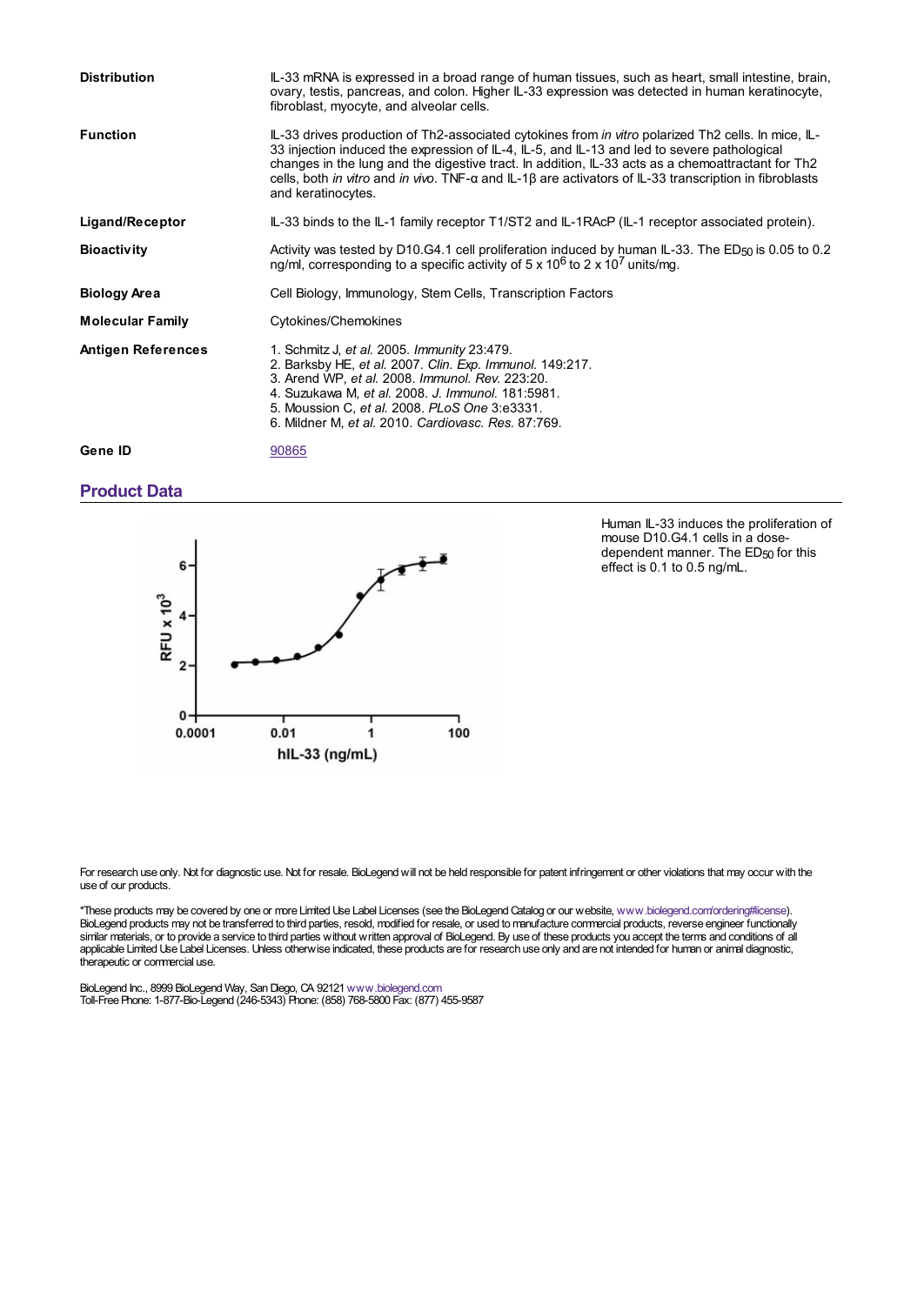**Distribution** IL-33 mRNA is expressed in a broad range of human tissues, such as heart, small intestine, brain, ovary, testis, pancreas, and colon. Higher IL-33 expression was detected in human keratinocyte, fibroblast, myocyte, and alveolar cells.

**Function** IL-33 drives production of Th2-associated cytokines from *in vitro* polarized Th2 cells. In mice, IL-33 injection induced the expression of IL-4, IL-5, and IL-13 and led to severe pathological changes in the lung and the digestive tract. In addition, IL-33 acts as a chemoattractant for Th2 cells, both *in vitro* and *in vivo*. TNF-α and IL-1β are activators of IL-33 transcription in fibroblasts and keratinocytes.

**Ligand/Receptor** IL-33 binds to the IL-1 family receptor T1/ST2 and IL-1RAcP (IL-1 receptor associated protein).

**Bioactivity** Activity was tested by D10.G4.1 cell proliferation induced by human IL-33. The $ED_{50}$ is 0.05 to 0.2 ng/ml, corresponding to a specific activity of $5 \times 10^6$ to $2 \times 10^7$ units/mg.

**Biology Area** Cell Biology, Immunology, Stem Cells, Transcription Factors

**Molecular Family** Cytokines/Chemokines

**Antigen References**

1. Schmitz J, *et al.* 2005. *Immunity* 23:479.
2. Barksby HE, *et al.* 2007. *Clin. Exp. Immunol.* 149:217.
3. Arend WP, *et al.* 2008. *Immunol. Rev.* 223:20.
4. Suzukawa M, *et al.* 2008. *J. Immunol.* 181:5981.
5. Moussion C, *et al.* 2008. *PLoS One* 3:e3331.
6. Mildner M, *et al.* 2010. *Cardiovasc. Res.* 87:769.

**Gene ID** 90865

## Product Data

RFU x $10^3$
6
4
2
0
0.0001
0.01
1
100
hIL-33 (ng/mL)

Human IL-33 induces the proliferation of mouse D10.G4.1 cells in a dose-dependent manner. The $ED_{50}$ for this effect is 0.1 to 0.5 ng/mL.

For research use only. Not for diagnostic use. Not for resale. BioLegend will not be held responsible for patent infringement or other violations that may occur with the use of our products.

*These products may be covered by one or more Limited Use Label Licenses (see the BioLegend Catalog or our website, www.biolegend.com/ordering#license). BioLegend products may not be transferred to third parties, resold, modified for resale, or used to manufacture commercial products, reverse engineer functionally similar materials, or to provide a service to third parties without written approval of BioLegend. By use of these products you accept the terms and conditions of all applicable Limited Use Label Licenses. Unless otherwise indicated, these products are for research use only and are not intended for human or animal diagnostic, therapeutic or commercial use.

BioLegend Inc., 8999 BioLegend Way, San Diego, CA 92121 www.biolegend.com
Toll-Free Phone: 1-877-Bio-Legend (246-5343) Phone: (858) 768-5800 Fax: (877) 455-9587